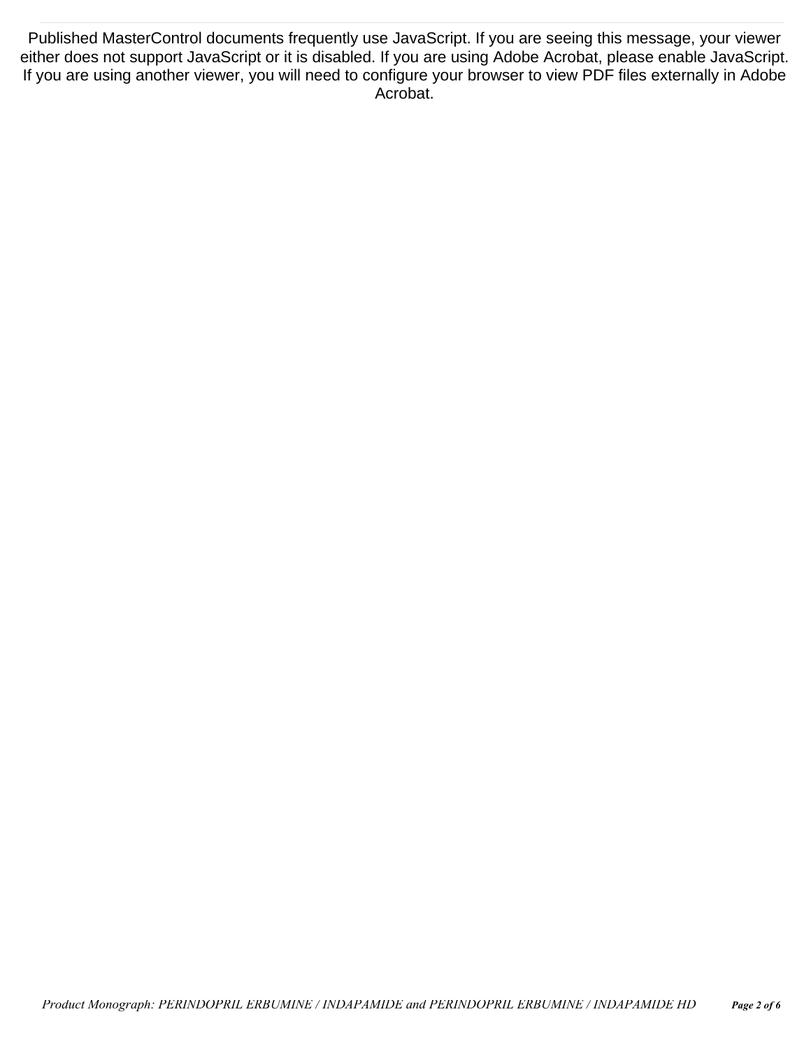Published MasterControl documents frequently use JavaScript. If you are seeing this message, your viewer PERINDOPRIL ERBUMINE / INDAPAMIDE: tablets of 4 mg are less than 18 years old, either does not support JavaScript or it is disabled. If you are using Adobe Acrobat, please enable JavaScript. If you are using another viewer, you will need to configure your browser to view PDF files externally in Adobe Acrobat.